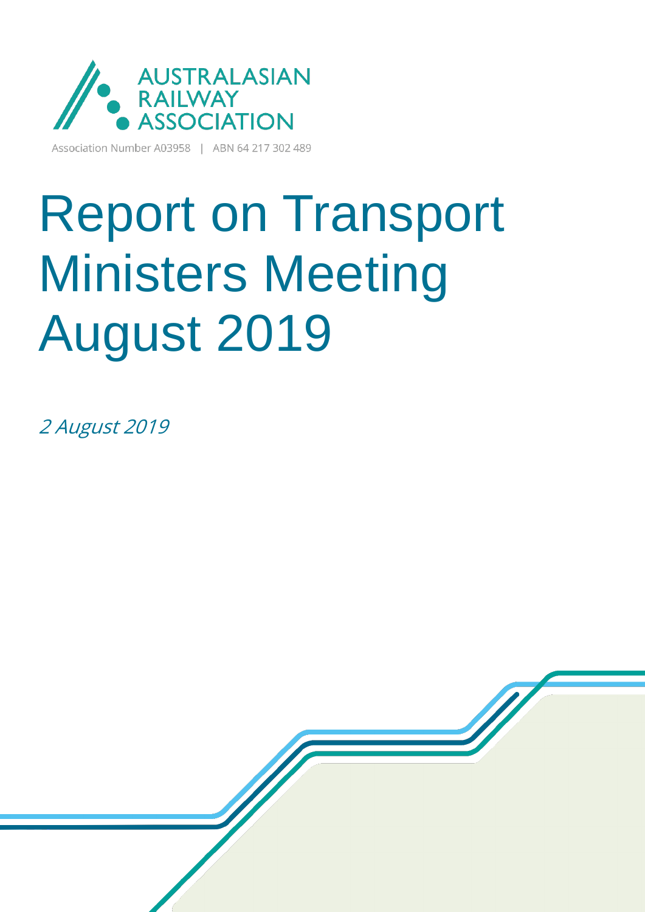AUSTRALASIAN RAILWAY ASSOCIATION

Association Number A03958 | ABN 64 217 302 489

# Report on Transport Ministers Meeting August 2019

*2 August 2019*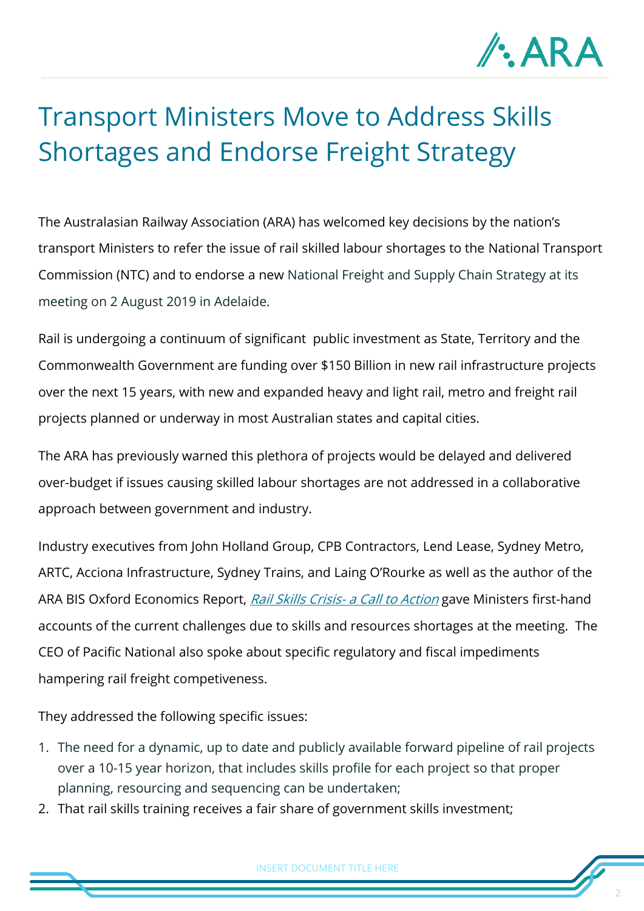# Transport Ministers Move to Address Skills Shortages and Endorse Freight Strategy

The Australasian Railway Association (ARA) has welcomed key decisions by the nation's transport Ministers to refer the issue of rail skilled labour shortages to the National Transport Commission (NTC) and to endorse a new National Freight and Supply Chain Strategy at its meeting on 2 August 2019 in Adelaide.

Rail is undergoing a continuum of significant public investment as State, Territory and the Commonwealth Government are funding over $150 Billion in new rail infrastructure projects over the next 15 years, with new and expanded heavy and light rail, metro and freight rail projects planned or underway in most Australian states and capital cities.

The ARA has previously warned this plethora of projects would be delayed and delivered over-budget if issues causing skilled labour shortages are not addressed in a collaborative approach between government and industry.

Industry executives from John Holland Group, CPB Contractors, Lend Lease, Sydney Metro, ARTC, Acciona Infrastructure, Sydney Trains, and Laing O'Rourke as well as the author of the ARA BIS Oxford Economics Report, *Rail Skills Crisis- a Call to Action* gave Ministers first-hand accounts of the current challenges due to skills and resources shortages at the meeting. The CEO of Pacific National also spoke about specific regulatory and fiscal impediments hampering rail freight competiveness.

They addressed the following specific issues:

1. The need for a dynamic, up to date and publicly available forward pipeline of rail projects over a 10-15 year horizon, that includes skills profile for each project so that proper planning, resourcing and sequencing can be undertaken;
2. That rail skills training receives a fair share of government skills investment;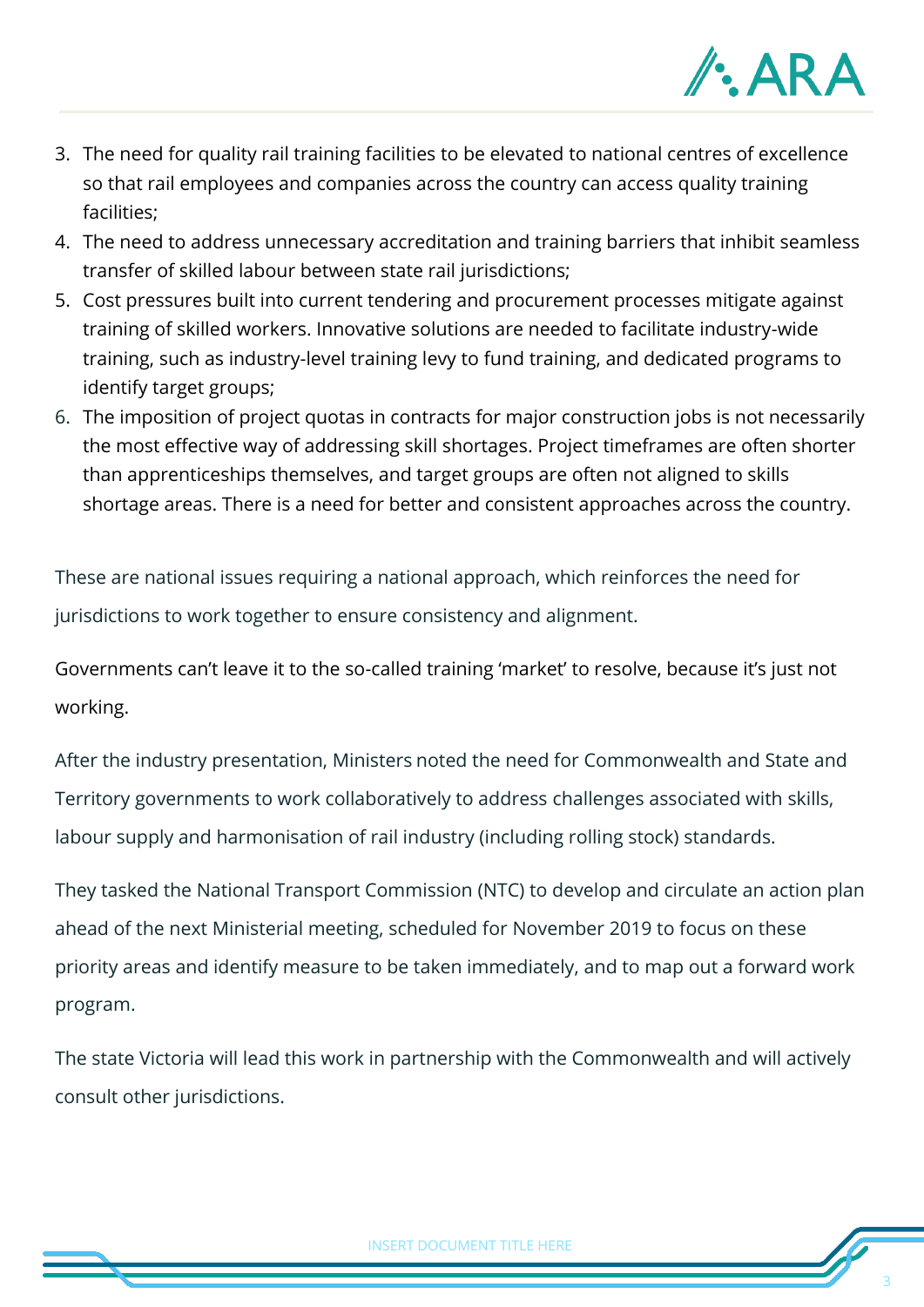3. The need for quality rail training facilities to be elevated to national centres of excellence so that rail employees and companies across the country can access quality training facilities;
4. The need to address unnecessary accreditation and training barriers that inhibit seamless transfer of skilled labour between state rail jurisdictions;
5. Cost pressures built into current tendering and procurement processes mitigate against training of skilled workers. Innovative solutions are needed to facilitate industry-wide training, such as industry-level training levy to fund training, and dedicated programs to identify target groups;
6. The imposition of project quotas in contracts for major construction jobs is not necessarily the most effective way of addressing skill shortages. Project timeframes are often shorter than apprenticeships themselves, and target groups are often not aligned to skills shortage areas. There is a need for better and consistent approaches across the country.

These are national issues requiring a national approach, which reinforces the need for jurisdictions to work together to ensure consistency and alignment.

Governments can't leave it to the so-called training 'market' to resolve, because it's just not working.

After the industry presentation, Ministers noted the need for Commonwealth and State and Territory governments to work collaboratively to address challenges associated with skills, labour supply and harmonisation of rail industry (including rolling stock) standards.

They tasked the National Transport Commission (NTC) to develop and circulate an action plan ahead of the next Ministerial meeting, scheduled for November 2019 to focus on these priority areas and identify measure to be taken immediately, and to map out a forward work program.

The state Victoria will lead this work in partnership with the Commonwealth and will actively consult other jurisdictions.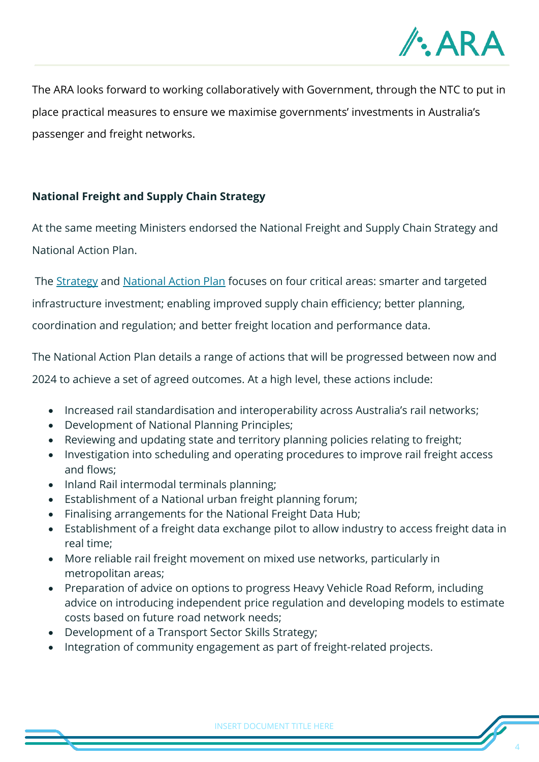The ARA looks forward to working collaboratively with Government, through the NTC to put in place practical measures to ensure we maximise governments' investments in Australia's passenger and freight networks.

**National Freight and Supply Chain Strategy**

At the same meeting Ministers endorsed the National Freight and Supply Chain Strategy and National Action Plan.

The [Strategy]() and [National Action Plan]() focuses on four critical areas: smarter and targeted infrastructure investment; enabling improved supply chain efficiency; better planning, coordination and regulation; and better freight location and performance data.

The National Action Plan details a range of actions that will be progressed between now and 2024 to achieve a set of agreed outcomes. At a high level, these actions include:

- Increased rail standardisation and interoperability across Australia's rail networks;
- Development of National Planning Principles;
- Reviewing and updating state and territory planning policies relating to freight;
- Investigation into scheduling and operating procedures to improve rail freight access and flows;
- Inland Rail intermodal terminals planning;
- Establishment of a National urban freight planning forum;
- Finalising arrangements for the National Freight Data Hub;
- Establishment of a freight data exchange pilot to allow industry to access freight data in real time;
- More reliable rail freight movement on mixed use networks, particularly in metropolitan areas;
- Preparation of advice on options to progress Heavy Vehicle Road Reform, including advice on introducing independent price regulation and developing models to estimate costs based on future road network needs;
- Development of a Transport Sector Skills Strategy;
- Integration of community engagement as part of freight-related projects.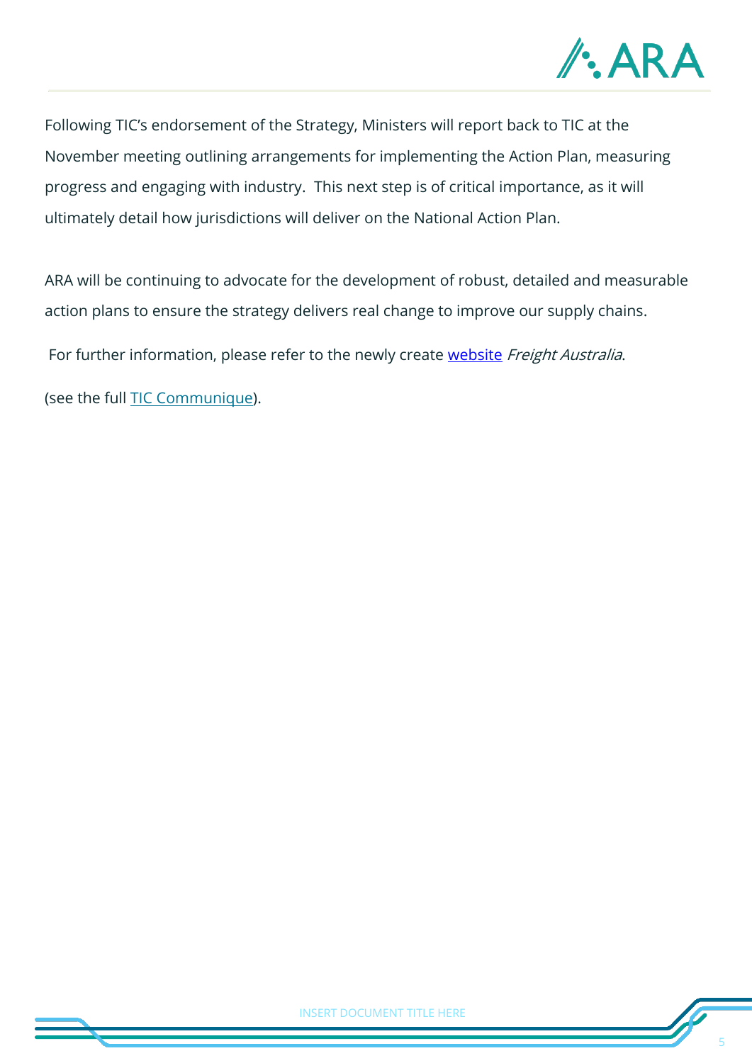Following TIC's endorsement of the Strategy, Ministers will report back to TIC at the November meeting outlining arrangements for implementing the Action Plan, measuring progress and engaging with industry.  This next step is of critical importance, as it will ultimately detail how jurisdictions will deliver on the National Action Plan.

ARA will be continuing to advocate for the development of robust, detailed and measurable action plans to ensure the strategy delivers real change to improve our supply chains.

For further information, please refer to the newly create website *Freight Australia*.

(see the full TIC Communique).